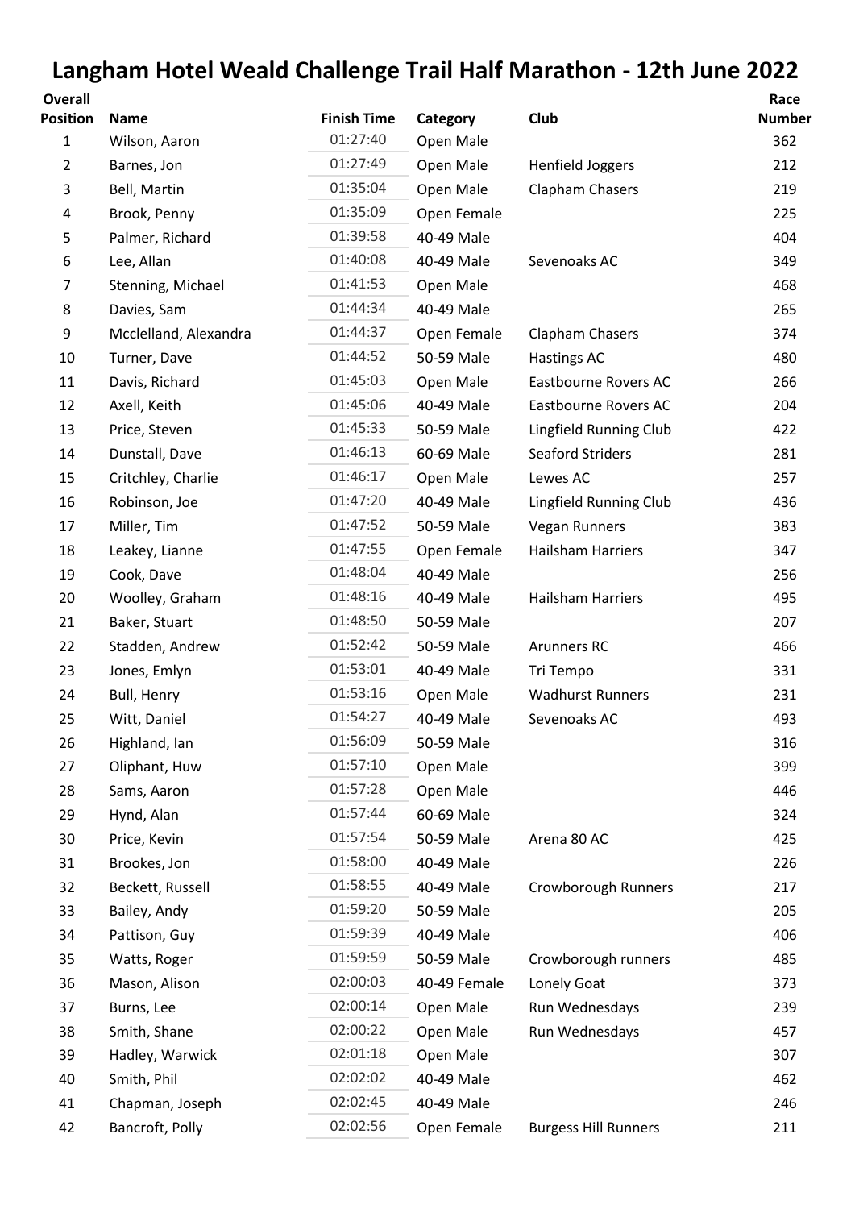# Langham Hotel Weald Challenge Trail Half Marathon - 12th June 2022

| Overall Position | Name | Finish Time | Category | Club | Race Number |
|---|---|---|---|---|---|
| 1 | Wilson, Aaron | 01:27:40 | Open Male | | 362 |
| 2 | Barnes, Jon | 01:27:49 | Open Male | Henfield Joggers | 212 |
| 3 | Bell, Martin | 01:35:04 | Open Male | Clapham Chasers | 219 |
| 4 | Brook, Penny | 01:35:09 | Open Female | | 225 |
| 5 | Palmer, Richard | 01:39:58 | 40-49 Male | | 404 |
| 6 | Lee, Allan | 01:40:08 | 40-49 Male | Sevenoaks AC | 349 |
| 7 | Stenning, Michael | 01:41:53 | Open Male | | 468 |
| 8 | Davies, Sam | 01:44:34 | 40-49 Male | | 265 |
| 9 | Mcclelland, Alexandra | 01:44:37 | Open Female | Clapham Chasers | 374 |
| 10 | Turner, Dave | 01:44:52 | 50-59 Male | Hastings AC | 480 |
| 11 | Davis, Richard | 01:45:03 | Open Male | Eastbourne Rovers AC | 266 |
| 12 | Axell, Keith | 01:45:06 | 40-49 Male | Eastbourne Rovers AC | 204 |
| 13 | Price, Steven | 01:45:33 | 50-59 Male | Lingfield Running Club | 422 |
| 14 | Dunstall, Dave | 01:46:13 | 60-69 Male | Seaford Striders | 281 |
| 15 | Critchley, Charlie | 01:46:17 | Open Male | Lewes AC | 257 |
| 16 | Robinson, Joe | 01:47:20 | 40-49 Male | Lingfield Running Club | 436 |
| 17 | Miller, Tim | 01:47:52 | 50-59 Male | Vegan Runners | 383 |
| 18 | Leakey, Lianne | 01:47:55 | Open Female | Hailsham Harriers | 347 |
| 19 | Cook, Dave | 01:48:04 | 40-49 Male | | 256 |
| 20 | Woolley, Graham | 01:48:16 | 40-49 Male | Hailsham Harriers | 495 |
| 21 | Baker, Stuart | 01:48:50 | 50-59 Male | | 207 |
| 22 | Stadden, Andrew | 01:52:42 | 50-59 Male | Arunners RC | 466 |
| 23 | Jones, Emlyn | 01:53:01 | 40-49 Male | Tri Tempo | 331 |
| 24 | Bull, Henry | 01:53:16 | Open Male | Wadhurst Runners | 231 |
| 25 | Witt, Daniel | 01:54:27 | 40-49 Male | Sevenoaks AC | 493 |
| 26 | Highland, Ian | 01:56:09 | 50-59 Male | | 316 |
| 27 | Oliphant, Huw | 01:57:10 | Open Male | | 399 |
| 28 | Sams, Aaron | 01:57:28 | Open Male | | 446 |
| 29 | Hynd, Alan | 01:57:44 | 60-69 Male | | 324 |
| 30 | Price, Kevin | 01:57:54 | 50-59 Male | Arena 80 AC | 425 |
| 31 | Brookes, Jon | 01:58:00 | 40-49 Male | | 226 |
| 32 | Beckett, Russell | 01:58:55 | 40-49 Male | Crowborough Runners | 217 |
| 33 | Bailey, Andy | 01:59:20 | 50-59 Male | | 205 |
| 34 | Pattison, Guy | 01:59:39 | 40-49 Male | | 406 |
| 35 | Watts, Roger | 01:59:59 | 50-59 Male | Crowborough runners | 485 |
| 36 | Mason, Alison | 02:00:03 | 40-49 Female | Lonely Goat | 373 |
| 37 | Burns, Lee | 02:00:14 | Open Male | Run Wednesdays | 239 |
| 38 | Smith, Shane | 02:00:22 | Open Male | Run Wednesdays | 457 |
| 39 | Hadley, Warwick | 02:01:18 | Open Male | | 307 |
| 40 | Smith, Phil | 02:02:02 | 40-49 Male | | 462 |
| 41 | Chapman, Joseph | 02:02:45 | 40-49 Male | | 246 |
| 42 | Bancroft, Polly | 02:02:56 | Open Female | Burgess Hill Runners | 211 |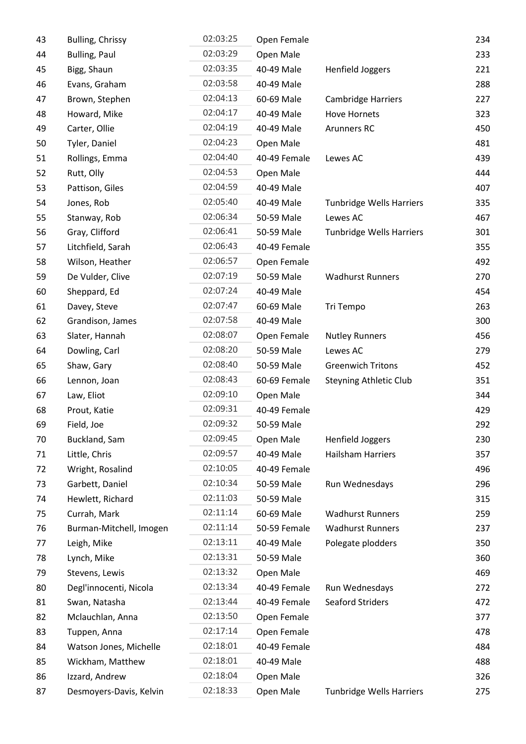| | | | | | |
|---|---|---|---|---|---|
| 43 | Bulling, Chrissy | 02:03:25 | Open Female | | 234 |
| 44 | Bulling, Paul | 02:03:29 | Open Male | | 233 |
| 45 | Bigg, Shaun | 02:03:35 | 40-49 Male | Henfield Joggers | 221 |
| 46 | Evans, Graham | 02:03:58 | 40-49 Male | | 288 |
| 47 | Brown, Stephen | 02:04:13 | 60-69 Male | Cambridge Harriers | 227 |
| 48 | Howard, Mike | 02:04:17 | 40-49 Male | Hove Hornets | 323 |
| 49 | Carter, Ollie | 02:04:19 | 40-49 Male | Arunners RC | 450 |
| 50 | Tyler, Daniel | 02:04:23 | Open Male | | 481 |
| 51 | Rollings, Emma | 02:04:40 | 40-49 Female | Lewes AC | 439 |
| 52 | Rutt, Olly | 02:04:53 | Open Male | | 444 |
| 53 | Pattison, Giles | 02:04:59 | 40-49 Male | | 407 |
| 54 | Jones, Rob | 02:05:40 | 40-49 Male | Tunbridge Wells Harriers | 335 |
| 55 | Stanway, Rob | 02:06:34 | 50-59 Male | Lewes AC | 467 |
| 56 | Gray, Clifford | 02:06:41 | 50-59 Male | Tunbridge Wells Harriers | 301 |
| 57 | Litchfield, Sarah | 02:06:43 | 40-49 Female | | 355 |
| 58 | Wilson, Heather | 02:06:57 | Open Female | | 492 |
| 59 | De Vulder, Clive | 02:07:19 | 50-59 Male | Wadhurst Runners | 270 |
| 60 | Sheppard, Ed | 02:07:24 | 40-49 Male | | 454 |
| 61 | Davey, Steve | 02:07:47 | 60-69 Male | Tri Tempo | 263 |
| 62 | Grandison, James | 02:07:58 | 40-49 Male | | 300 |
| 63 | Slater, Hannah | 02:08:07 | Open Female | Nutley Runners | 456 |
| 64 | Dowling, Carl | 02:08:20 | 50-59 Male | Lewes AC | 279 |
| 65 | Shaw, Gary | 02:08:40 | 50-59 Male | Greenwich Tritons | 452 |
| 66 | Lennon, Joan | 02:08:43 | 60-69 Female | Steyning Athletic Club | 351 |
| 67 | Law, Eliot | 02:09:10 | Open Male | | 344 |
| 68 | Prout, Katie | 02:09:31 | 40-49 Female | | 429 |
| 69 | Field, Joe | 02:09:32 | 50-59 Male | | 292 |
| 70 | Buckland, Sam | 02:09:45 | Open Male | Henfield Joggers | 230 |
| 71 | Little, Chris | 02:09:57 | 40-49 Male | Hailsham Harriers | 357 |
| 72 | Wright, Rosalind | 02:10:05 | 40-49 Female | | 496 |
| 73 | Garbett, Daniel | 02:10:34 | 50-59 Male | Run Wednesdays | 296 |
| 74 | Hewlett, Richard | 02:11:03 | 50-59 Male | | 315 |
| 75 | Currah, Mark | 02:11:14 | 60-69 Male | Wadhurst Runners | 259 |
| 76 | Burman-Mitchell, Imogen | 02:11:14 | 50-59 Female | Wadhurst Runners | 237 |
| 77 | Leigh, Mike | 02:13:11 | 40-49 Male | Polegate plodders | 350 |
| 78 | Lynch, Mike | 02:13:31 | 50-59 Male | | 360 |
| 79 | Stevens, Lewis | 02:13:32 | Open Male | | 469 |
| 80 | Degl'innocenti, Nicola | 02:13:34 | 40-49 Female | Run Wednesdays | 272 |
| 81 | Swan, Natasha | 02:13:44 | 40-49 Female | Seaford Striders | 472 |
| 82 | Mclauchlan, Anna | 02:13:50 | Open Female | | 377 |
| 83 | Tuppen, Anna | 02:17:14 | Open Female | | 478 |
| 84 | Watson Jones, Michelle | 02:18:01 | 40-49 Female | | 484 |
| 85 | Wickham, Matthew | 02:18:01 | 40-49 Male | | 488 |
| 86 | Izzard, Andrew | 02:18:04 | Open Male | | 326 |
| 87 | Desmoyers-Davis, Kelvin | 02:18:33 | Open Male | Tunbridge Wells Harriers | 275 |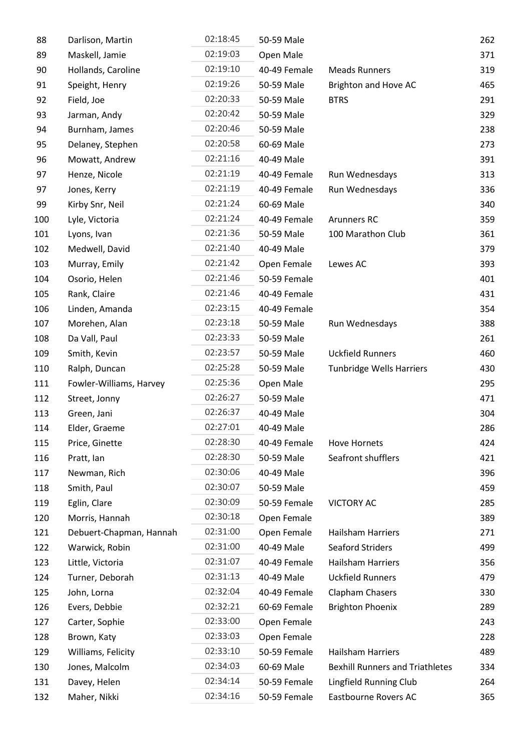| | | | | | |
|---|---|---|---|---|---|
| 88 | Darlison, Martin | 02:18:45 | 50-59 Male | | 262 |
| 89 | Maskell, Jamie | 02:19:03 | Open Male | | 371 |
| 90 | Hollands, Caroline | 02:19:10 | 40-49 Female | Meads Runners | 319 |
| 91 | Speight, Henry | 02:19:26 | 50-59 Male | Brighton and Hove AC | 465 |
| 92 | Field, Joe | 02:20:33 | 50-59 Male | BTRS | 291 |
| 93 | Jarman, Andy | 02:20:42 | 50-59 Male | | 329 |
| 94 | Burnham, James | 02:20:46 | 50-59 Male | | 238 |
| 95 | Delaney, Stephen | 02:20:58 | 60-69 Male | | 273 |
| 96 | Mowatt, Andrew | 02:21:16 | 40-49 Male | | 391 |
| 97 | Henze, Nicole | 02:21:19 | 40-49 Female | Run Wednesdays | 313 |
| 97 | Jones, Kerry | 02:21:19 | 40-49 Female | Run Wednesdays | 336 |
| 99 | Kirby Snr, Neil | 02:21:24 | 60-69 Male | | 340 |
| 100 | Lyle, Victoria | 02:21:24 | 40-49 Female | Arunners RC | 359 |
| 101 | Lyons, Ivan | 02:21:36 | 50-59 Male | 100 Marathon Club | 361 |
| 102 | Medwell, David | 02:21:40 | 40-49 Male | | 379 |
| 103 | Murray, Emily | 02:21:42 | Open Female | Lewes AC | 393 |
| 104 | Osorio, Helen | 02:21:46 | 50-59 Female | | 401 |
| 105 | Rank, Claire | 02:21:46 | 40-49 Female | | 431 |
| 106 | Linden, Amanda | 02:23:15 | 40-49 Female | | 354 |
| 107 | Morehen, Alan | 02:23:18 | 50-59 Male | Run Wednesdays | 388 |
| 108 | Da Vall, Paul | 02:23:33 | 50-59 Male | | 261 |
| 109 | Smith, Kevin | 02:23:57 | 50-59 Male | Uckfield Runners | 460 |
| 110 | Ralph, Duncan | 02:25:28 | 50-59 Male | Tunbridge Wells Harriers | 430 |
| 111 | Fowler-Williams, Harvey | 02:25:36 | Open Male | | 295 |
| 112 | Street, Jonny | 02:26:27 | 50-59 Male | | 471 |
| 113 | Green, Jani | 02:26:37 | 40-49 Male | | 304 |
| 114 | Elder, Graeme | 02:27:01 | 40-49 Male | | 286 |
| 115 | Price, Ginette | 02:28:30 | 40-49 Female | Hove Hornets | 424 |
| 116 | Pratt, Ian | 02:28:30 | 50-59 Male | Seafront shufflers | 421 |
| 117 | Newman, Rich | 02:30:06 | 40-49 Male | | 396 |
| 118 | Smith, Paul | 02:30:07 | 50-59 Male | | 459 |
| 119 | Eglin, Clare | 02:30:09 | 50-59 Female | VICTORY AC | 285 |
| 120 | Morris, Hannah | 02:30:18 | Open Female | | 389 |
| 121 | Debuert-Chapman, Hannah | 02:31:00 | Open Female | Hailsham Harriers | 271 |
| 122 | Warwick, Robin | 02:31:00 | 40-49 Male | Seaford Striders | 499 |
| 123 | Little, Victoria | 02:31:07 | 40-49 Female | Hailsham Harriers | 356 |
| 124 | Turner, Deborah | 02:31:13 | 40-49 Male | Uckfield Runners | 479 |
| 125 | John, Lorna | 02:32:04 | 40-49 Female | Clapham Chasers | 330 |
| 126 | Evers, Debbie | 02:32:21 | 60-69 Female | Brighton Phoenix | 289 |
| 127 | Carter, Sophie | 02:33:00 | Open Female | | 243 |
| 128 | Brown, Katy | 02:33:03 | Open Female | | 228 |
| 129 | Williams, Felicity | 02:33:10 | 50-59 Female | Hailsham Harriers | 489 |
| 130 | Jones, Malcolm | 02:34:03 | 60-69 Male | Bexhill Runners and Triathletes | 334 |
| 131 | Davey, Helen | 02:34:14 | 50-59 Female | Lingfield Running Club | 264 |
| 132 | Maher, Nikki | 02:34:16 | 50-59 Female | Eastbourne Rovers AC | 365 |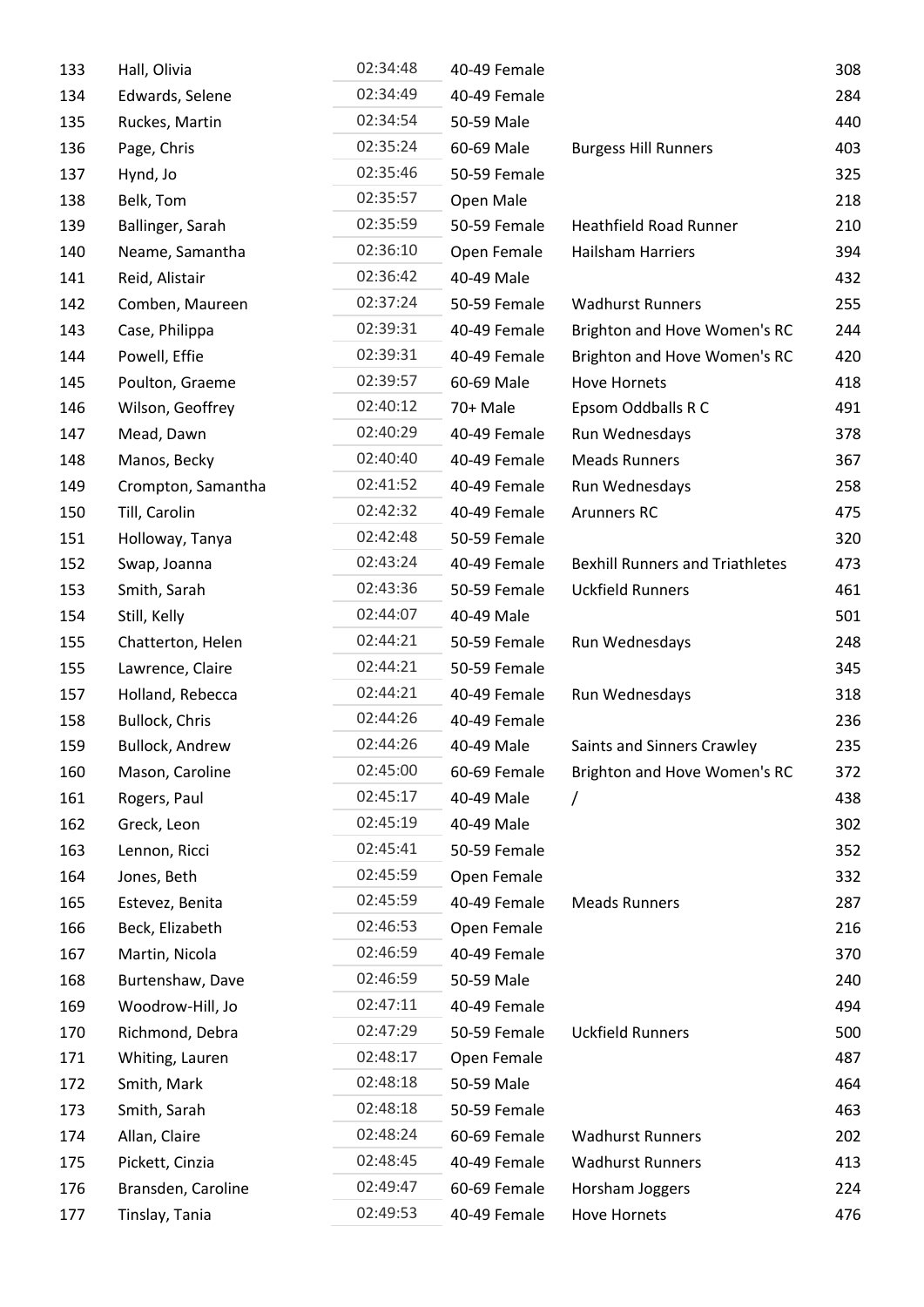| | | | | | |
|---|---|---|---|---|---|
| 133 | Hall, Olivia | 02:34:48 | 40-49 Female | | 308 |
| 134 | Edwards, Selene | 02:34:49 | 40-49 Female | | 284 |
| 135 | Ruckes, Martin | 02:34:54 | 50-59 Male | | 440 |
| 136 | Page, Chris | 02:35:24 | 60-69 Male | Burgess Hill Runners | 403 |
| 137 | Hynd, Jo | 02:35:46 | 50-59 Female | | 325 |
| 138 | Belk, Tom | 02:35:57 | Open Male | | 218 |
| 139 | Ballinger, Sarah | 02:35:59 | 50-59 Female | Heathfield Road Runner | 210 |
| 140 | Neame, Samantha | 02:36:10 | Open Female | Hailsham Harriers | 394 |
| 141 | Reid, Alistair | 02:36:42 | 40-49 Male | | 432 |
| 142 | Comben, Maureen | 02:37:24 | 50-59 Female | Wadhurst Runners | 255 |
| 143 | Case, Philippa | 02:39:31 | 40-49 Female | Brighton and Hove Women's RC | 244 |
| 144 | Powell, Effie | 02:39:31 | 40-49 Female | Brighton and Hove Women's RC | 420 |
| 145 | Poulton, Graeme | 02:39:57 | 60-69 Male | Hove Hornets | 418 |
| 146 | Wilson, Geoffrey | 02:40:12 | 70+ Male | Epsom Oddballs R C | 491 |
| 147 | Mead, Dawn | 02:40:29 | 40-49 Female | Run Wednesdays | 378 |
| 148 | Manos, Becky | 02:40:40 | 40-49 Female | Meads Runners | 367 |
| 149 | Crompton, Samantha | 02:41:52 | 40-49 Female | Run Wednesdays | 258 |
| 150 | Till, Carolin | 02:42:32 | 40-49 Female | Arunners RC | 475 |
| 151 | Holloway, Tanya | 02:42:48 | 50-59 Female | | 320 |
| 152 | Swap, Joanna | 02:43:24 | 40-49 Female | Bexhill Runners and Triathletes | 473 |
| 153 | Smith, Sarah | 02:43:36 | 50-59 Female | Uckfield Runners | 461 |
| 154 | Still, Kelly | 02:44:07 | 40-49 Male | | 501 |
| 155 | Chatterton, Helen | 02:44:21 | 50-59 Female | Run Wednesdays | 248 |
| 155 | Lawrence, Claire | 02:44:21 | 50-59 Female | | 345 |
| 157 | Holland, Rebecca | 02:44:21 | 40-49 Female | Run Wednesdays | 318 |
| 158 | Bullock, Chris | 02:44:26 | 40-49 Female | | 236 |
| 159 | Bullock, Andrew | 02:44:26 | 40-49 Male | Saints and Sinners Crawley | 235 |
| 160 | Mason, Caroline | 02:45:00 | 60-69 Female | Brighton and Hove Women's RC | 372 |
| 161 | Rogers, Paul | 02:45:17 | 40-49 Male | / | 438 |
| 162 | Greck, Leon | 02:45:19 | 40-49 Male | | 302 |
| 163 | Lennon, Ricci | 02:45:41 | 50-59 Female | | 352 |
| 164 | Jones, Beth | 02:45:59 | Open Female | | 332 |
| 165 | Estevez, Benita | 02:45:59 | 40-49 Female | Meads Runners | 287 |
| 166 | Beck, Elizabeth | 02:46:53 | Open Female | | 216 |
| 167 | Martin, Nicola | 02:46:59 | 40-49 Female | | 370 |
| 168 | Burtenshaw, Dave | 02:46:59 | 50-59 Male | | 240 |
| 169 | Woodrow-Hill, Jo | 02:47:11 | 40-49 Female | | 494 |
| 170 | Richmond, Debra | 02:47:29 | 50-59 Female | Uckfield Runners | 500 |
| 171 | Whiting, Lauren | 02:48:17 | Open Female | | 487 |
| 172 | Smith, Mark | 02:48:18 | 50-59 Male | | 464 |
| 173 | Smith, Sarah | 02:48:18 | 50-59 Female | | 463 |
| 174 | Allan, Claire | 02:48:24 | 60-69 Female | Wadhurst Runners | 202 |
| 175 | Pickett, Cinzia | 02:48:45 | 40-49 Female | Wadhurst Runners | 413 |
| 176 | Bransden, Caroline | 02:49:47 | 60-69 Female | Horsham Joggers | 224 |
| 177 | Tinslay, Tania | 02:49:53 | 40-49 Female | Hove Hornets | 476 |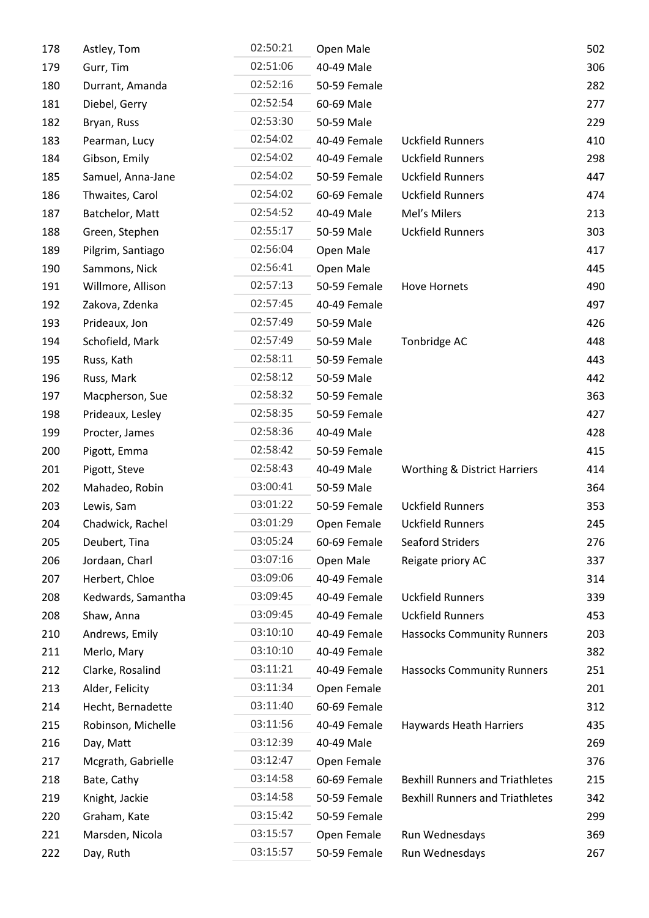| | | | | | |
|---|---|---|---|---|---|
| 178 | Astley, Tom | 02:50:21 | Open Male | | 502 |
| 179 | Gurr, Tim | 02:51:06 | 40-49 Male | | 306 |
| 180 | Durrant, Amanda | 02:52:16 | 50-59 Female | | 282 |
| 181 | Diebel, Gerry | 02:52:54 | 60-69 Male | | 277 |
| 182 | Bryan, Russ | 02:53:30 | 50-59 Male | | 229 |
| 183 | Pearman, Lucy | 02:54:02 | 40-49 Female | Uckfield Runners | 410 |
| 184 | Gibson, Emily | 02:54:02 | 40-49 Female | Uckfield Runners | 298 |
| 185 | Samuel, Anna-Jane | 02:54:02 | 50-59 Female | Uckfield Runners | 447 |
| 186 | Thwaites, Carol | 02:54:02 | 60-69 Female | Uckfield Runners | 474 |
| 187 | Batchelor, Matt | 02:54:52 | 40-49 Male | Mel's Milers | 213 |
| 188 | Green, Stephen | 02:55:17 | 50-59 Male | Uckfield Runners | 303 |
| 189 | Pilgrim, Santiago | 02:56:04 | Open Male | | 417 |
| 190 | Sammons, Nick | 02:56:41 | Open Male | | 445 |
| 191 | Willmore, Allison | 02:57:13 | 50-59 Female | Hove Hornets | 490 |
| 192 | Zakova, Zdenka | 02:57:45 | 40-49 Female | | 497 |
| 193 | Prideaux, Jon | 02:57:49 | 50-59 Male | | 426 |
| 194 | Schofield, Mark | 02:57:49 | 50-59 Male | Tonbridge AC | 448 |
| 195 | Russ, Kath | 02:58:11 | 50-59 Female | | 443 |
| 196 | Russ, Mark | 02:58:12 | 50-59 Male | | 442 |
| 197 | Macpherson, Sue | 02:58:32 | 50-59 Female | | 363 |
| 198 | Prideaux, Lesley | 02:58:35 | 50-59 Female | | 427 |
| 199 | Procter, James | 02:58:36 | 40-49 Male | | 428 |
| 200 | Pigott, Emma | 02:58:42 | 50-59 Female | | 415 |
| 201 | Pigott, Steve | 02:58:43 | 40-49 Male | Worthing & District Harriers | 414 |
| 202 | Mahadeo, Robin | 03:00:41 | 50-59 Male | | 364 |
| 203 | Lewis, Sam | 03:01:22 | 50-59 Female | Uckfield Runners | 353 |
| 204 | Chadwick, Rachel | 03:01:29 | Open Female | Uckfield Runners | 245 |
| 205 | Deubert, Tina | 03:05:24 | 60-69 Female | Seaford Striders | 276 |
| 206 | Jordaan, Charl | 03:07:16 | Open Male | Reigate priory AC | 337 |
| 207 | Herbert, Chloe | 03:09:06 | 40-49 Female | | 314 |
| 208 | Kedwards, Samantha | 03:09:45 | 40-49 Female | Uckfield Runners | 339 |
| 208 | Shaw, Anna | 03:09:45 | 40-49 Female | Uckfield Runners | 453 |
| 210 | Andrews, Emily | 03:10:10 | 40-49 Female | Hassocks Community Runners | 203 |
| 211 | Merlo, Mary | 03:10:10 | 40-49 Female | | 382 |
| 212 | Clarke, Rosalind | 03:11:21 | 40-49 Female | Hassocks Community Runners | 251 |
| 213 | Alder, Felicity | 03:11:34 | Open Female | | 201 |
| 214 | Hecht, Bernadette | 03:11:40 | 60-69 Female | | 312 |
| 215 | Robinson, Michelle | 03:11:56 | 40-49 Female | Haywards Heath Harriers | 435 |
| 216 | Day, Matt | 03:12:39 | 40-49 Male | | 269 |
| 217 | Mcgrath, Gabrielle | 03:12:47 | Open Female | | 376 |
| 218 | Bate, Cathy | 03:14:58 | 60-69 Female | Bexhill Runners and Triathletes | 215 |
| 219 | Knight, Jackie | 03:14:58 | 50-59 Female | Bexhill Runners and Triathletes | 342 |
| 220 | Graham, Kate | 03:15:42 | 50-59 Female | | 299 |
| 221 | Marsden, Nicola | 03:15:57 | Open Female | Run Wednesdays | 369 |
| 222 | Day, Ruth | 03:15:57 | 50-59 Female | Run Wednesdays | 267 |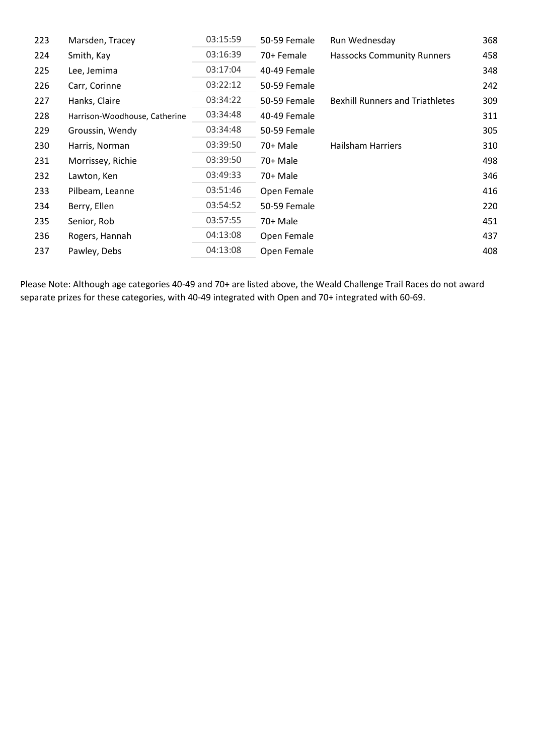| | | | | | |
|---|---|---|---|---|---|
| 223 | Marsden, Tracey | 03:15:59 | 50-59 Female | Run Wednesday | 368 |
| 224 | Smith, Kay | 03:16:39 | 70+ Female | Hassocks Community Runners | 458 |
| 225 | Lee, Jemima | 03:17:04 | 40-49 Female | | 348 |
| 226 | Carr, Corinne | 03:22:12 | 50-59 Female | | 242 |
| 227 | Hanks, Claire | 03:34:22 | 50-59 Female | Bexhill Runners and Triathletes | 309 |
| 228 | Harrison-Woodhouse, Catherine | 03:34:48 | 40-49 Female | | 311 |
| 229 | Groussin, Wendy | 03:34:48 | 50-59 Female | | 305 |
| 230 | Harris, Norman | 03:39:50 | 70+ Male | Hailsham Harriers | 310 |
| 231 | Morrissey, Richie | 03:39:50 | 70+ Male | | 498 |
| 232 | Lawton, Ken | 03:49:33 | 70+ Male | | 346 |
| 233 | Pilbeam, Leanne | 03:51:46 | Open Female | | 416 |
| 234 | Berry, Ellen | 03:54:52 | 50-59 Female | | 220 |
| 235 | Senior, Rob | 03:57:55 | 70+ Male | | 451 |
| 236 | Rogers, Hannah | 04:13:08 | Open Female | | 437 |
| 237 | Pawley, Debs | 04:13:08 | Open Female | | 408 |

Please Note: Although age categories 40-49 and 70+ are listed above, the Weald Challenge Trail Races do not award separate prizes for these categories, with 40-49 integrated with Open and 70+ integrated with 60-69.